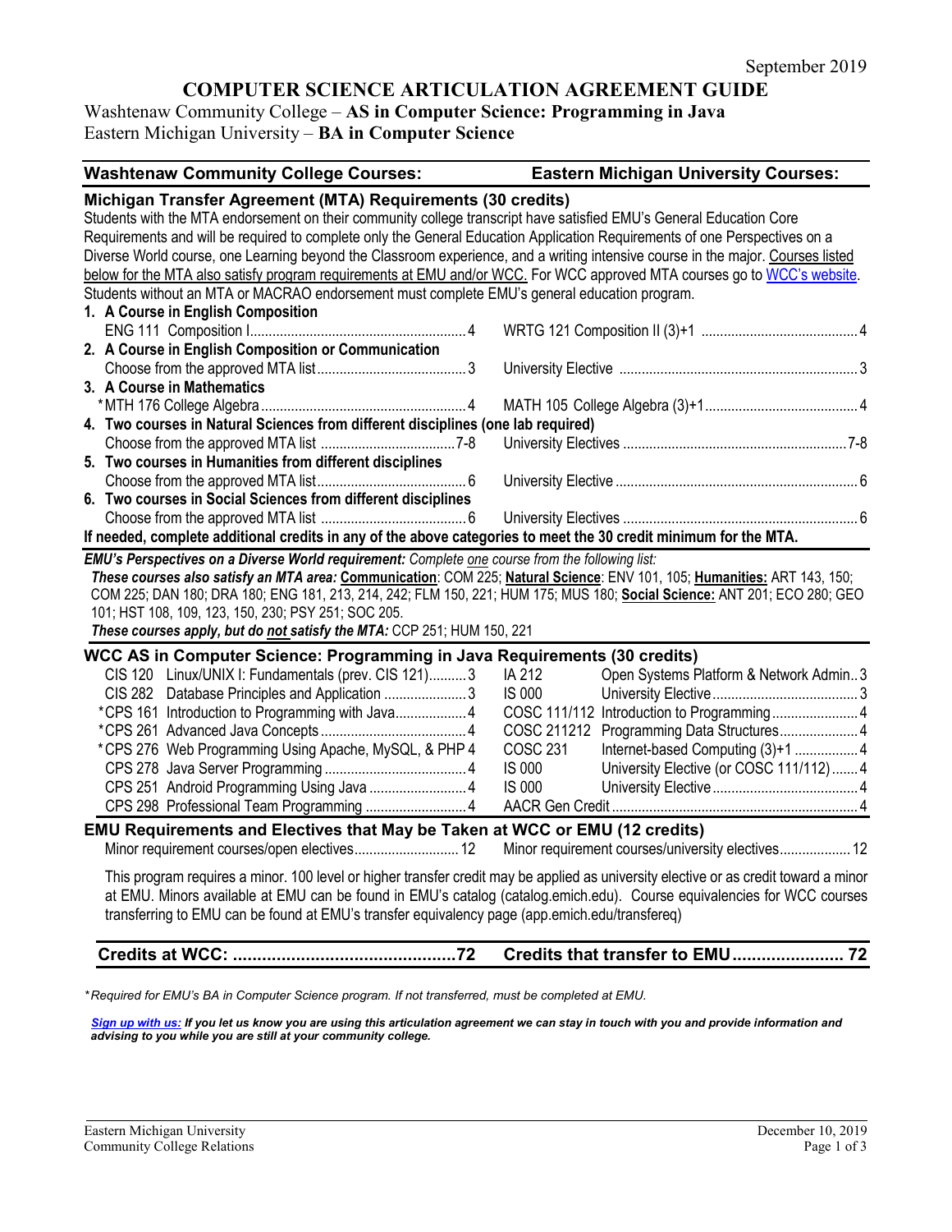September 2019

# COMPUTER SCIENCE ARTICULATION AGREEMENT GUIDE

Washtenaw Community College – **AS in Computer Science: Programming in Java**
Eastern Michigan University – **BA in Computer Science**

| Washtenaw Community College Courses: | | Eastern Michigan University Courses: | |
|---|---|---|---|

## Michigan Transfer Agreement (MTA) Requirements (30 credits)

Students with the MTA endorsement on their community college transcript have satisfied EMU's General Education Core Requirements and will be required to complete only the General Education Application Requirements of one Perspectives on a Diverse World course, one Learning beyond the Classroom experience, and a writing intensive course in the major. Courses listed below for the MTA also satisfy program requirements at EMU and/or WCC. For WCC approved MTA courses go to WCC's website. Students without an MTA or MACRAO endorsement must complete EMU's general education program.

| WCC Course | Credits | EMU Course | Credits |
|---|---|---|---|
| **1. A Course in English Composition** | | | |
| ENG 111 Composition I | 4 | WRTG 121 Composition II (3)+1 | 4 |
| **2. A Course in English Composition or Communication** | | | |
| Choose from the approved MTA list | 3 | University Elective | 3 |
| **3. A Course in Mathematics** | | | |
| *MTH 176 College Algebra | 4 | MATH 105 College Algebra (3)+1 | 4 |
| **4. Two courses in Natural Sciences from different disciplines (one lab required)** | | | |
| Choose from the approved MTA list | 7-8 | University Electives | 7-8 |
| **5. Two courses in Humanities from different disciplines** | | | |
| Choose from the approved MTA list | 6 | University Elective | 6 |
| **6. Two courses in Social Sciences from different disciplines** | | | |
| Choose from the approved MTA list | 6 | University Electives | 6 |

**If needed, complete additional credits in any of the above categories to meet the 30 credit minimum for the MTA.**

***EMU's Perspectives on a Diverse World requirement:*** *Complete one course from the following list:*
***These courses also satisfy an MTA area:*** **Communication**: COM 225; **Natural Science**: ENV 101, 105; **Humanities:** ART 143, 150; COM 225; DAN 180; DRA 180; ENG 181, 213, 214, 242; FLM 150, 221; HUM 175; MUS 180; **Social Science:** ANT 201; ECO 280; GEO 101; HST 108, 109, 123, 150, 230; PSY 251; SOC 205.
***These courses apply, but do not satisfy the MTA:*** CCP 251; HUM 150, 221

## WCC AS in Computer Science: Programming in Java Requirements (30 credits)

| WCC Course | Credits | EMU Course | Credits |
|---|---|---|---|
| CIS 120 Linux/UNIX I: Fundamentals (prev. CIS 121) | 3 | IA 212 Open Systems Platform & Network Admin. | 3 |
| CIS 282 Database Principles and Application | 3 | IS 000 University Elective | 3 |
| *CPS 161 Introduction to Programming with Java | 4 | COSC 111/112 Introduction to Programming | 4 |
| *CPS 261 Advanced Java Concepts | 4 | COSC 211212 Programming Data Structures | 4 |
| *CPS 276 Web Programming Using Apache, MySQL, & PHP | 4 | COSC 231 Internet-based Computing (3)+1 | 4 |
| CPS 278 Java Server Programming | 4 | IS 000 University Elective (or COSC 111/112) | 4 |
| CPS 251 Android Programming Using Java | 4 | IS 000 University Elective | 4 |
| CPS 298 Professional Team Programming | 4 | AACR Gen Credit | 4 |

## EMU Requirements and Electives that May be Taken at WCC or EMU (12 credits)

| WCC Course | Credits | EMU Course | Credits |
|---|---|---|---|
| Minor requirement courses/open electives | 12 | Minor requirement courses/university electives | 12 |

This program requires a minor. 100 level or higher transfer credit may be applied as university elective or as credit toward a minor at EMU. Minors available at EMU can be found in EMU's catalog (catalog.emich.edu). Course equivalencies for WCC courses transferring to EMU can be found at EMU's transfer equivalency page (app.emich.edu/transfereq)

| **Credits at WCC:** | **72** | **Credits that transfer to EMU** | **72** |
|---|---|---|---|

*\*Required for EMU's BA in Computer Science program. If not transferred, must be completed at EMU.*

***Sign up with us:** If you let us know you are using this articulation agreement we can stay in touch with you and provide information and advising to you while you are still at your community college.*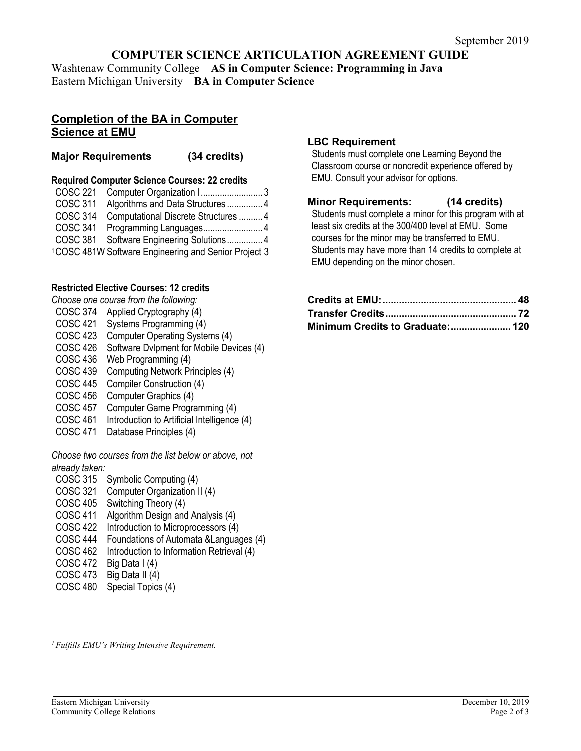September 2019

# COMPUTER SCIENCE ARTICULATION AGREEMENT GUIDE

Washtenaw Community College – **AS in Computer Science: Programming in Java**
Eastern Michigan University – **BA in Computer Science**

## Completion of the BA in Computer Science at EMU

### Major Requirements (34 credits)

**Required Computer Science Courses: 22 credits**

- COSC 221 Computer Organization I .......................... 3
- COSC 311 Algorithms and Data Structures ............... 4
- COSC 314 Computational Discrete Structures .......... 4
- COSC 341 Programming Languages......................... 4
- COSC 381 Software Engineering Solutions ............... 4
- [1]COSC 481W Software Engineering and Senior Project 3

**Restricted Elective Courses: 12 credits**

*Choose one course from the following:*

- COSC 374 Applied Cryptography (4)
- COSC 421 Systems Programming (4)
- COSC 423 Computer Operating Systems (4)
- COSC 426 Software Dvlpment for Mobile Devices (4)
- COSC 436 Web Programming (4)
- COSC 439 Computing Network Principles (4)
- COSC 445 Compiler Construction (4)
- COSC 456 Computer Graphics (4)
- COSC 457 Computer Game Programming (4)
- COSC 461 Introduction to Artificial Intelligence (4)
- COSC 471 Database Principles (4)

*Choose two courses from the list below or above, not already taken:*

- COSC 315 Symbolic Computing (4)
- COSC 321 Computer Organization II (4)
- COSC 405 Switching Theory (4)
- COSC 411 Algorithm Design and Analysis (4)
- COSC 422 Introduction to Microprocessors (4)
- COSC 444 Foundations of Automata &Languages (4)
- COSC 462 Introduction to Information Retrieval (4)
- COSC 472 Big Data I (4)
- COSC 473 Big Data II (4)
- COSC 480 Special Topics (4)

### LBC Requirement

Students must complete one Learning Beyond the Classroom course or noncredit experience offered by EMU. Consult your advisor for options.

### Minor Requirements: (14 credits)

Students must complete a minor for this program with at least six credits at the 300/400 level at EMU. Some courses for the minor may be transferred to EMU. Students may have more than 14 credits to complete at EMU depending on the minor chosen.

**Credits at EMU:................................................ 48**
**Transfer Credits................................................ 72**
**Minimum Credits to Graduate:...................... 120**

*[1] Fulfills EMU's Writing Intensive Requirement.*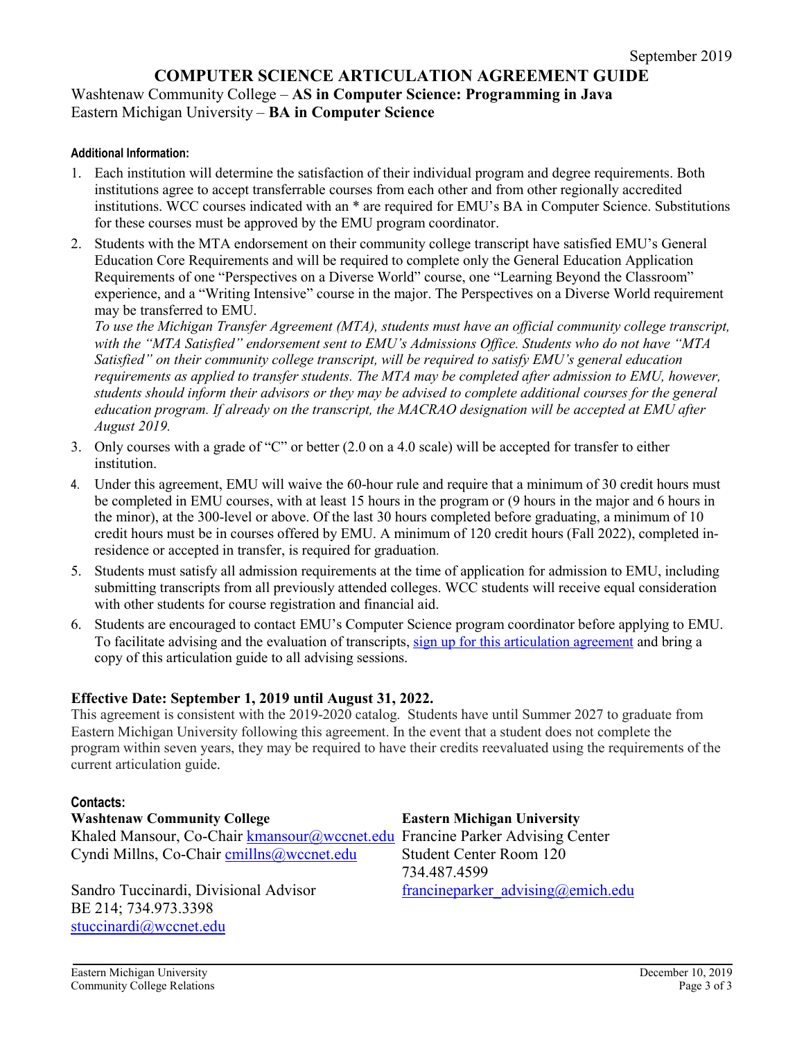September 2019

# COMPUTER SCIENCE ARTICULATION AGREEMENT GUIDE

Washtenaw Community College – **AS in Computer Science: Programming in Java**
Eastern Michigan University – **BA in Computer Science**

**Additional Information:**

1. Each institution will determine the satisfaction of their individual program and degree requirements. Both institutions agree to accept transferrable courses from each other and from other regionally accredited institutions. WCC courses indicated with an * are required for EMU's BA in Computer Science. Substitutions for these courses must be approved by the EMU program coordinator.
2. Students with the MTA endorsement on their community college transcript have satisfied EMU's General Education Core Requirements and will be required to complete only the General Education Application Requirements of one "Perspectives on a Diverse World" course, one "Learning Beyond the Classroom" experience, and a "Writing Intensive" course in the major. The Perspectives on a Diverse World requirement may be transferred to EMU.
*To use the Michigan Transfer Agreement (MTA), students must have an official community college transcript, with the "MTA Satisfied" endorsement sent to EMU's Admissions Office. Students who do not have "MTA Satisfied" on their community college transcript, will be required to satisfy EMU's general education requirements as applied to transfer students. The MTA may be completed after admission to EMU, however, students should inform their advisors or they may be advised to complete additional courses for the general education program. If already on the transcript, the MACRAO designation will be accepted at EMU after August 2019.*
3. Only courses with a grade of "C" or better (2.0 on a 4.0 scale) will be accepted for transfer to either institution.
4. Under this agreement, EMU will waive the 60-hour rule and require that a minimum of 30 credit hours must be completed in EMU courses, with at least 15 hours in the program or (9 hours in the major and 6 hours in the minor), at the 300-level or above. Of the last 30 hours completed before graduating, a minimum of 10 credit hours must be in courses offered by EMU. A minimum of 120 credit hours (Fall 2022), completed in-residence or accepted in transfer, is required for graduation.
5. Students must satisfy all admission requirements at the time of application for admission to EMU, including submitting transcripts from all previously attended colleges. WCC students will receive equal consideration with other students for course registration and financial aid.
6. Students are encouraged to contact EMU's Computer Science program coordinator before applying to EMU. To facilitate advising and the evaluation of transcripts, sign up for this articulation agreement and bring a copy of this articulation guide to all advising sessions.

## Effective Date: September 1, 2019 until August 31, 2022.

This agreement is consistent with the 2019-2020 catalog. Students have until Summer 2027 to graduate from Eastern Michigan University following this agreement. In the event that a student does not complete the program within seven years, they may be required to have their credits reevaluated using the requirements of the current articulation guide.

**Contacts:**

**Washtenaw Community College**
Khaled Mansour, Co-Chair kmansour@wccnet.edu
Cyndi Millns, Co-Chair cmillns@wccnet.edu

Sandro Tuccinardi, Divisional Advisor
BE 214; 734.973.3398
stuccinardi@wccnet.edu

**Eastern Michigan University**
Francine Parker Advising Center
Student Center Room 120
734.487.4599
francineparker_advising@emich.edu

Eastern Michigan University
Community College Relations

December 10, 2019